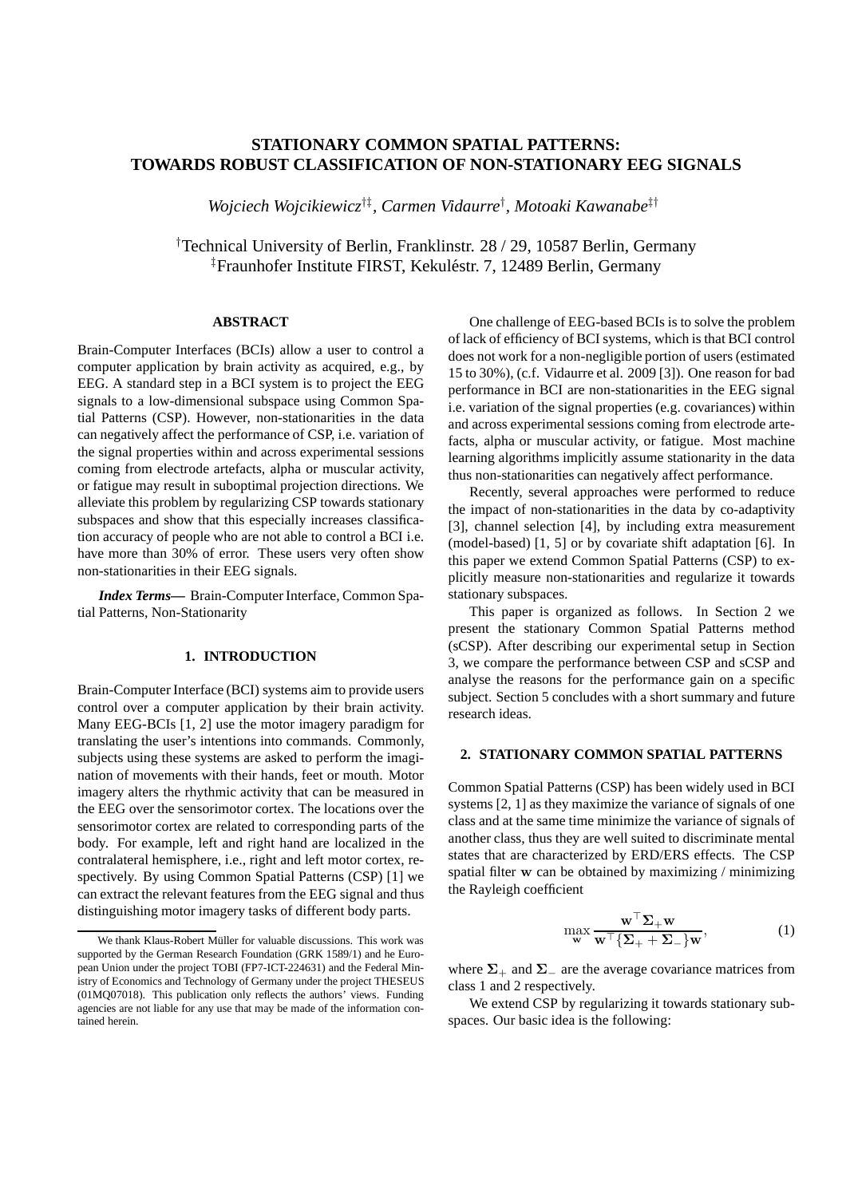# STATIONARY COMMON SPATIAL PATTERNS: TOWARDS ROBUST CLASSIFICATION OF NON-STATIONARY EEG SIGNALS

*Wojciech Wojcikiewicz*[†‡], *Carmen Vidaurre*[†], *Motoaki Kawanabe*[‡†]

[†]Technical University of Berlin, Franklinstr. 28 / 29, 10587 Berlin, Germany
[‡]Fraunhofer Institute FIRST, Kekuléstr. 7, 12489 Berlin, Germany

## ABSTRACT

Brain-Computer Interfaces (BCIs) allow a user to control a computer application by brain activity as acquired, e.g., by EEG. A standard step in a BCI system is to project the EEG signals to a low-dimensional subspace using Common Spatial Patterns (CSP). However, non-stationarities in the data can negatively affect the performance of CSP, i.e. variation of the signal properties within and across experimental sessions coming from electrode artefacts, alpha or muscular activity, or fatigue may result in suboptimal projection directions. We alleviate this problem by regularizing CSP towards stationary subspaces and show that this especially increases classification accuracy of people who are not able to control a BCI i.e. have more than 30% of error. These users very often show non-stationarities in their EEG signals.

***Index Terms*—** Brain-Computer Interface, Common Spatial Patterns, Non-Stationarity

## 1. INTRODUCTION

Brain-Computer Interface (BCI) systems aim to provide users control over a computer application by their brain activity. Many EEG-BCIs [1, 2] use the motor imagery paradigm for translating the user's intentions into commands. Commonly, subjects using these systems are asked to perform the imagination of movements with their hands, feet or mouth. Motor imagery alters the rhythmic activity that can be measured in the EEG over the sensorimotor cortex. The locations over the sensorimotor cortex are related to corresponding parts of the body. For example, left and right hand are localized in the contralateral hemisphere, i.e., right and left motor cortex, respectively. By using Common Spatial Patterns (CSP) [1] we can extract the relevant features from the EEG signal and thus distinguishing motor imagery tasks of different body parts.

One challenge of EEG-based BCIs is to solve the problem of lack of efficiency of BCI systems, which is that BCI control does not work for a non-negligible portion of users (estimated 15 to 30%), (c.f. Vidaurre et al. 2009 [3]). One reason for bad performance in BCI are non-stationarities in the EEG signal i.e. variation of the signal properties (e.g. covariances) within and across experimental sessions coming from electrode artefacts, alpha or muscular activity, or fatigue. Most machine learning algorithms implicitly assume stationarity in the data thus non-stationarities can negatively affect performance.

Recently, several approaches were performed to reduce the impact of non-stationarities in the data by co-adaptivity [3], channel selection [4], by including extra measurement (model-based) [1, 5] or by covariate shift adaptation [6]. In this paper we extend Common Spatial Patterns (CSP) to explicitly measure non-stationarities and regularize it towards stationary subspaces.

This paper is organized as follows. In Section 2 we present the stationary Common Spatial Patterns method (sCSP). After describing our experimental setup in Section 3, we compare the performance between CSP and sCSP and analyse the reasons for the performance gain on a specific subject. Section 5 concludes with a short summary and future research ideas.

## 2. STATIONARY COMMON SPATIAL PATTERNS

Common Spatial Patterns (CSP) has been widely used in BCI systems [2, 1] as they maximize the variance of signals of one class and at the same time minimize the variance of signals of another class, thus they are well suited to discriminate mental states that are characterized by ERD/ERS effects. The CSP spatial filter $\mathbf{w}$ can be obtained by maximizing / minimizing the Rayleigh coefficient

$$\max_{\mathbf{w}} \frac{\mathbf{w}^\top \boldsymbol{\Sigma}_+ \mathbf{w}}{\mathbf{w}^\top \{\boldsymbol{\Sigma}_+ + \boldsymbol{\Sigma}_-\} \mathbf{w}}, \tag{1}$$

where $\boldsymbol{\Sigma}_+$ and $\boldsymbol{\Sigma}_-$ are the average covariance matrices from class 1 and 2 respectively.

We extend CSP by regularizing it towards stationary subspaces. Our basic idea is the following:

We thank Klaus-Robert Müller for valuable discussions. This work was supported by the German Research Foundation (GRK 1589/1) and he European Union under the project TOBI (FP7-ICT-224631) and the Federal Ministry of Economics and Technology of Germany under the project THESEUS (01MQ07018). This publication only reflects the authors' views. Funding agencies are not liable for any use that may be made of the information contained herein.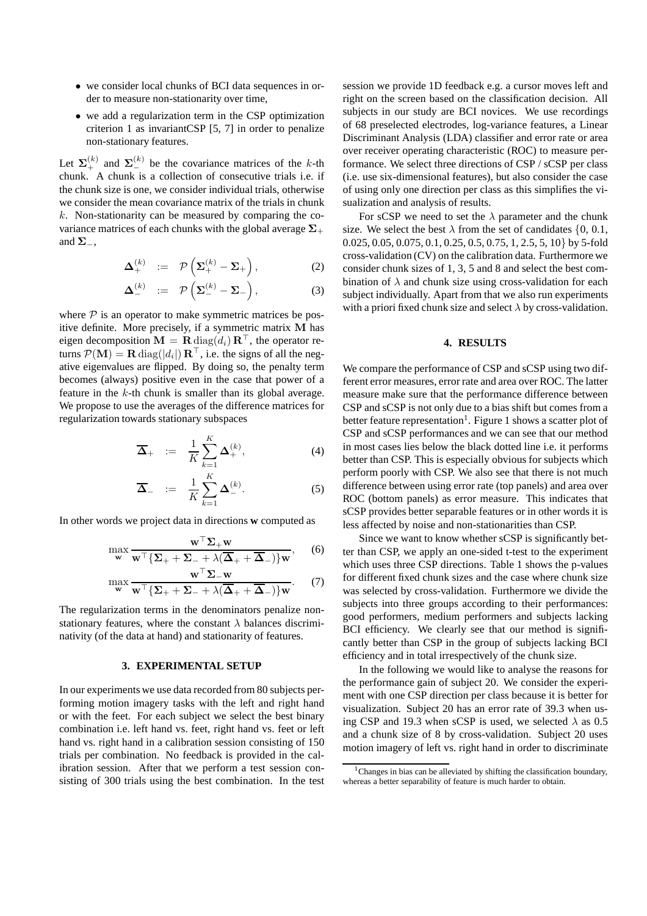- we consider local chunks of BCI data sequences in order to measure non-stationarity over time,
- we add a regularization term in the CSP optimization criterion 1 as invariantCSP [5, 7] in order to penalize non-stationary features.

Let $\mathbf{\Sigma}_+^{(k)}$ and $\mathbf{\Sigma}_-^{(k)}$ be the covariance matrices of the $k$-th chunk. A chunk is a collection of consecutive trials i.e. if the chunk size is one, we consider individual trials, otherwise we consider the mean covariance matrix of the trials in chunk $k$. Non-stationarity can be measured by comparing the covariance matrices of each chunks with the global average $\mathbf{\Sigma}_+$ and $\mathbf{\Sigma}_-$,

$$\mathbf{\Delta}_+^{(k)} \;:=\; \mathcal{P}\left(\mathbf{\Sigma}_+^{(k)} - \mathbf{\Sigma}_+\right), \tag{2}$$

$$\mathbf{\Delta}_-^{(k)} \;:=\; \mathcal{P}\left(\mathbf{\Sigma}_-^{(k)} - \mathbf{\Sigma}_-\right), \tag{3}$$

where $\mathcal{P}$ is an operator to make symmetric matrices be positive definite. More precisely, if a symmetric matrix $\mathbf{M}$ has eigen decomposition $\mathbf{M} = \mathbf{R}\,\mathrm{diag}(d_i)\,\mathbf{R}^\top$, the operator returns $\mathcal{P}(\mathbf{M}) = \mathbf{R}\,\mathrm{diag}(|d_i|)\,\mathbf{R}^\top$, i.e. the signs of all the negative eigenvalues are flipped. By doing so, the penalty term becomes (always) positive even in the case that power of a feature in the $k$-th chunk is smaller than its global average. We propose to use the averages of the difference matrices for regularization towards stationary subspaces

$$\overline{\mathbf{\Delta}}_+ \;:=\; \frac{1}{K}\sum_{k=1}^{K}\mathbf{\Delta}_+^{(k)}, \tag{4}$$

$$\overline{\mathbf{\Delta}}_- \;:=\; \frac{1}{K}\sum_{k=1}^{K}\mathbf{\Delta}_-^{(k)}. \tag{5}$$

In other words we project data in directions $\mathbf{w}$ computed as

$$\max_{\mathbf{w}} \frac{\mathbf{w}^\top \mathbf{\Sigma}_+ \mathbf{w}}{\mathbf{w}^\top\{\mathbf{\Sigma}_+ + \mathbf{\Sigma}_- + \lambda(\overline{\mathbf{\Delta}}_+ + \overline{\mathbf{\Delta}}_-)\}\mathbf{w}}, \tag{6}$$

$$\max_{\mathbf{w}} \frac{\mathbf{w}^\top \mathbf{\Sigma}_- \mathbf{w}}{\mathbf{w}^\top\{\mathbf{\Sigma}_+ + \mathbf{\Sigma}_- + \lambda(\overline{\mathbf{\Delta}}_+ + \overline{\mathbf{\Delta}}_-)\}\mathbf{w}}. \tag{7}$$

The regularization terms in the denominators penalize non-stationary features, where the constant $\lambda$ balances discriminativity (of the data at hand) and stationarity of features.

## 3. EXPERIMENTAL SETUP

In our experiments we use data recorded from 80 subjects performing motion imagery tasks with the left and right hand or with the feet. For each subject we select the best binary combination i.e. left hand vs. feet, right hand vs. feet or left hand vs. right hand in a calibration session consisting of 150 trials per combination. No feedback is provided in the calibration session. After that we perform a test session consisting of 300 trials using the best combination. In the test session we provide 1D feedback e.g. a cursor moves left and right on the screen based on the classification decision. All subjects in our study are BCI novices. We use recordings of 68 preselected electrodes, log-variance features, a Linear Discriminant Analysis (LDA) classifier and error rate or area over receiver operating characteristic (ROC) to measure performance. We select three directions of CSP / sCSP per class (i.e. use six-dimensional features), but also consider the case of using only one direction per class as this simplifies the visualization and analysis of results.

For sCSP we need to set the $\lambda$ parameter and the chunk size. We select the best $\lambda$ from the set of candidates {0, 0.1, 0.025, 0.05, 0.075, 0.1, 0.25, 0.5, 0.75, 1, 2.5, 5, 10} by 5-fold cross-validation (CV) on the calibration data. Furthermore we consider chunk sizes of 1, 3, 5 and 8 and select the best combination of $\lambda$ and chunk size using cross-validation for each subject individually. Apart from that we also run experiments with a priori fixed chunk size and select $\lambda$ by cross-validation.

## 4. RESULTS

We compare the performance of CSP and sCSP using two different error measures, error rate and area over ROC. The latter measure make sure that the performance difference between CSP and sCSP is not only due to a bias shift but comes from a better feature representation[1]. Figure 1 shows a scatter plot of CSP and sCSP performances and we can see that our method in most cases lies below the black dotted line i.e. it performs better than CSP. This is especially obvious for subjects which perform poorly with CSP. We also see that there is not much difference between using error rate (top panels) and area over ROC (bottom panels) as error measure. This indicates that sCSP provides better separable features or in other words it is less affected by noise and non-stationarities than CSP.

Since we want to know whether sCSP is significantly better than CSP, we apply an one-sided t-test to the experiment which uses three CSP directions. Table 1 shows the p-values for different fixed chunk sizes and the case where chunk size was selected by cross-validation. Furthermore we divide the subjects into three groups according to their performances: good performers, medium performers and subjects lacking BCI efficiency. We clearly see that our method is significantly better than CSP in the group of subjects lacking BCI efficiency and in total irrespectively of the chunk size.

In the following we would like to analyse the reasons for the performance gain of subject 20. We consider the experiment with one CSP direction per class because it is better for visualization. Subject 20 has an error rate of 39.3 when using CSP and 19.3 when sCSP is used, we selected $\lambda$ as 0.5 and a chunk size of 8 by cross-validation. Subject 20 uses motion imagery of left vs. right hand in order to discriminate

[1] Changes in bias can be alleviated by shifting the classification boundary, whereas a better separability of feature is much harder to obtain.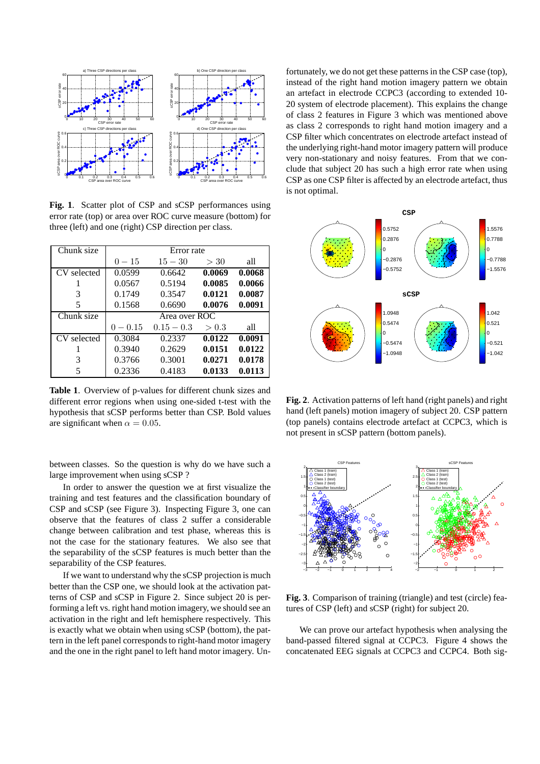**Fig. 1**. Scatter plot of CSP and sCSP performances using error rate (top) or area over ROC curve measure (bottom) for three (left) and one (right) CSP direction per class.

| Chunk size | Error rate | | | |
|---|---|---|---|---|
| | $0-15$ | $15-30$ | $>30$ | all |
| CV selected | 0.0599 | 0.6642 | **0.0069** | **0.0068** |
| 1 | 0.0567 | 0.5194 | **0.0085** | **0.0066** |
| 3 | 0.1749 | 0.3547 | **0.0121** | **0.0087** |
| 5 | 0.1568 | 0.6690 | **0.0076** | **0.0091** |
| Chunk size | Area over ROC | | | |
| | $0-0.15$ | $0.15-0.3$ | $>0.3$ | all |
| CV selected | 0.3084 | 0.2337 | **0.0122** | **0.0091** |
| 1 | 0.3940 | 0.2629 | **0.0151** | **0.0122** |
| 3 | 0.3766 | 0.3001 | **0.0271** | **0.0178** |
| 5 | 0.2336 | 0.4183 | **0.0133** | **0.0113** |

**Table 1**. Overview of p-values for different chunk sizes and different error regions when using one-sided t-test with the hypothesis that sCSP performs better than CSP. Bold values are significant when $\alpha = 0.05$.

between classes. So the question is why do we have such a large improvement when using sCSP ?

In order to answer the question we at first visualize the training and test features and the classification boundary of CSP and sCSP (see Figure 3). Inspecting Figure 3, one can observe that the features of class 2 suffer a considerable change between calibration and test phase, whereas this is not the case for the stationary features. We also see that the separability of the sCSP features is much better than the separability of the CSP features.

If we want to understand why the sCSP projection is much better than the CSP one, we should look at the activation patterns of CSP and sCSP in Figure 2. Since subject 20 is performing a left vs. right hand motion imagery, we should see an activation in the right and left hemisphere respectively. This is exactly what we obtain when using sCSP (bottom), the pattern in the left panel corresponds to right-hand motor imagery and the one in the right panel to left hand motor imagery. Unfortunately, we do not get these patterns in the CSP case (top), instead of the right hand motion imagery pattern we obtain an artefact in electrode CCPC3 (according to extended 10-20 system of electrode placement). This explains the change of class 2 features in Figure 3 which was mentioned above as class 2 corresponds to right hand motion imagery and a CSP filter which concentrates on electrode artefact instead of the underlying right-hand motor imagery pattern will produce very non-stationary and noisy features. From that we conclude that subject 20 has such a high error rate when using CSP as one CSP filter is affected by an electrode artefact, thus is not optimal.

**Fig. 2**. Activation patterns of left hand (right panels) and right hand (left panels) motion imagery of subject 20. CSP pattern (top panels) contains electrode artefact at CCPC3, which is not present in sCSP pattern (bottom panels).

**Fig. 3**. Comparison of training (triangle) and test (circle) features of CSP (left) and sCSP (right) for subject 20.

We can prove our artefact hypothesis when analysing the band-passed filtered signal at CCPC3. Figure 4 shows the concatenated EEG signals at CCPC3 and CCPC4. Both sig-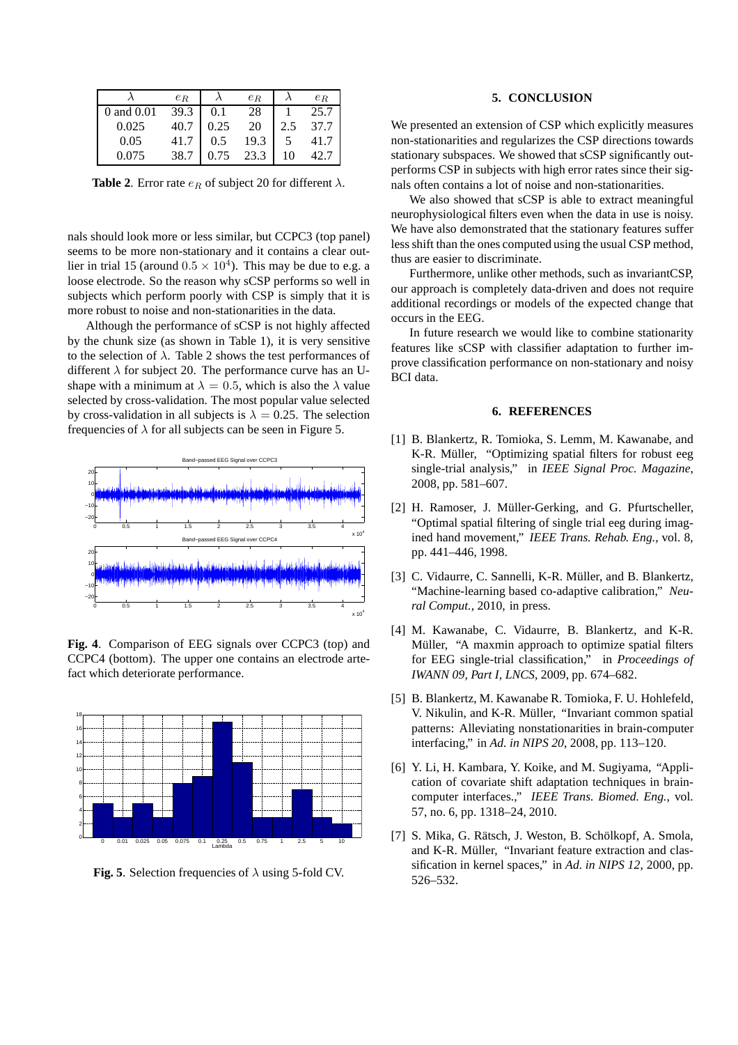| $\lambda$ | $e_R$ | $\lambda$ | $e_R$ | $\lambda$ | $e_R$ |
|---|---|---|---|---|---|
| 0 and 0.01 | 39.3 | 0.1 | 28 | 1 | 25.7 |
| 0.025 | 40.7 | 0.25 | 20 | 2.5 | 37.7 |
| 0.05 | 41.7 | 0.5 | 19.3 | 5 | 41.7 |
| 0.075 | 38.7 | 0.75 | 23.3 | 10 | 42.7 |

**Table 2**. Error rate $e_R$ of subject 20 for different $\lambda$.

nals should look more or less similar, but CCPC3 (top panel) seems to be more non-stationary and it contains a clear outlier in trial 15 (around $0.5 \times 10^4$). This may be due to e.g. a loose electrode. So the reason why sCSP performs so well in subjects which perform poorly with CSP is simply that it is more robust to noise and non-stationarities in the data.

Although the performance of sCSP is not highly affected by the chunk size (as shown in Table 1), it is very sensitive to the selection of $\lambda$. Table 2 shows the test performances of different $\lambda$ for subject 20. The performance curve has an U-shape with a minimum at $\lambda = 0.5$, which is also the $\lambda$ value selected by cross-validation. The most popular value selected by cross-validation in all subjects is $\lambda = 0.25$. The selection frequencies of $\lambda$ for all subjects can be seen in Figure 5.

Band−passed EEG Signal over CCPC3

Band−passed EEG Signal over CCPC4

**Fig. 4**. Comparison of EEG signals over CCPC3 (top) and CCPC4 (bottom). The upper one contains an electrode artefact which deteriorate performance.

Lambda

**Fig. 5**. Selection frequencies of $\lambda$ using 5-fold CV.

## 5. CONCLUSION

We presented an extension of CSP which explicitly measures non-stationarities and regularizes the CSP directions towards stationary subspaces. We showed that sCSP significantly outperforms CSP in subjects with high error rates since their signals often contains a lot of noise and non-stationarities.

We also showed that sCSP is able to extract meaningful neurophysiological filters even when the data in use is noisy. We have also demonstrated that the stationary features suffer less shift than the ones computed using the usual CSP method, thus are easier to discriminate.

Furthermore, unlike other methods, such as invariantCSP, our approach is completely data-driven and does not require additional recordings or models of the expected change that occurs in the EEG.

In future research we would like to combine stationarity features like sCSP with classifier adaptation to further improve classification performance on non-stationary and noisy BCI data.

## 6. REFERENCES

[1] B. Blankertz, R. Tomioka, S. Lemm, M. Kawanabe, and K-R. Müller, "Optimizing spatial filters for robust eeg single-trial analysis," in *IEEE Signal Proc. Magazine*, 2008, pp. 581–607.

[2] H. Ramoser, J. Müller-Gerking, and G. Pfurtscheller, "Optimal spatial filtering of single trial eeg during imagined hand movement," *IEEE Trans. Rehab. Eng.*, vol. 8, pp. 441–446, 1998.

[3] C. Vidaurre, C. Sannelli, K-R. Müller, and B. Blankertz, "Machine-learning based co-adaptive calibration," *Neural Comput.*, 2010, in press.

[4] M. Kawanabe, C. Vidaurre, B. Blankertz, and K-R. Müller, "A maxmin approach to optimize spatial filters for EEG single-trial classification," in *Proceedings of IWANN 09, Part I, LNCS*, 2009, pp. 674–682.

[5] B. Blankertz, M. Kawanabe R. Tomioka, F. U. Hohlefeld, V. Nikulin, and K-R. Müller, "Invariant common spatial patterns: Alleviating nonstationarities in brain-computer interfacing," in *Ad. in NIPS 20*, 2008, pp. 113–120.

[6] Y. Li, H. Kambara, Y. Koike, and M. Sugiyama, "Application of covariate shift adaptation techniques in brain-computer interfaces.," *IEEE Trans. Biomed. Eng.*, vol. 57, no. 6, pp. 1318–24, 2010.

[7] S. Mika, G. Rätsch, J. Weston, B. Schölkopf, A. Smola, and K-R. Müller, "Invariant feature extraction and classification in kernel spaces," in *Ad. in NIPS 12*, 2000, pp. 526–532.